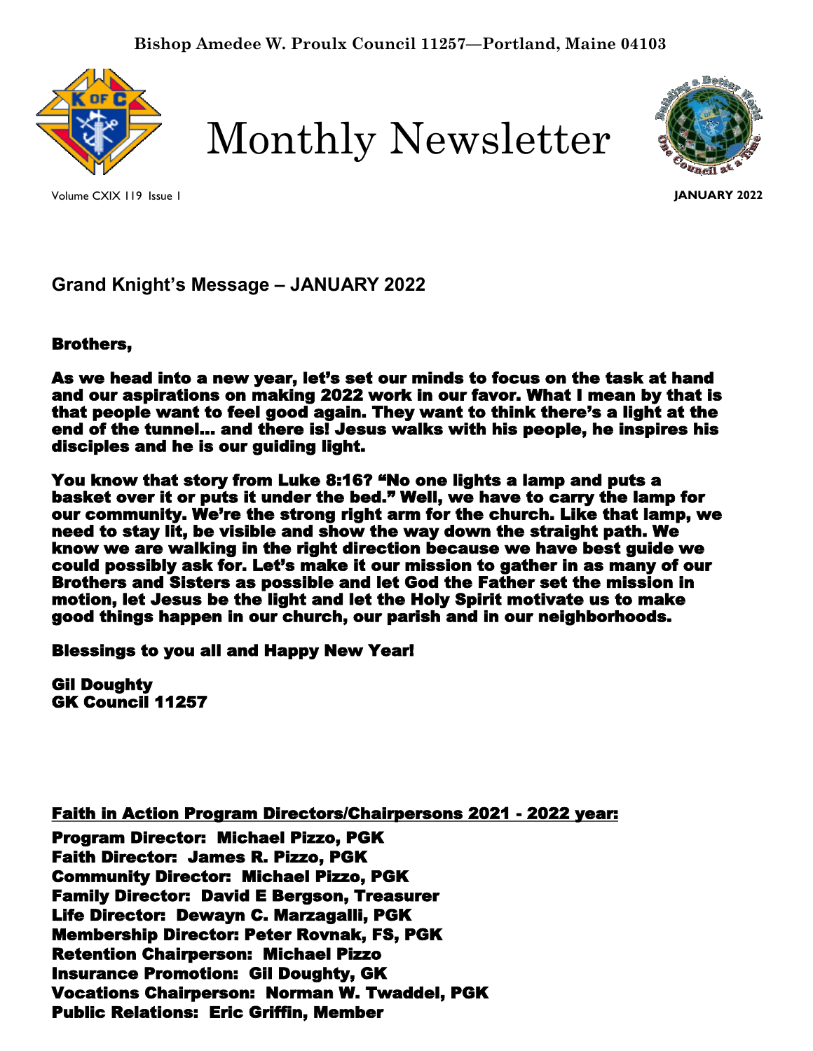Bishop Amedee W. Proulx Council 11257—Portland, Maine 04103

# Monthly Newsletter

Volume CXIX 119 Issue 1

**JANUARY 2022**

## Grand Knight's Message – JANUARY 2022

**Brothers,**

**As we head into a new year, let's set our minds to focus on the task at hand and our aspirations on making 2022 work in our favor. What I mean by that is that people want to feel good again. They want to think there's a light at the end of the tunnel… and there is! Jesus walks with his people, he inspires his disciples and he is our guiding light.**

**You know that story from Luke 8:16? "No one lights a lamp and puts a basket over it or puts it under the bed." Well, we have to carry the lamp for our community. We're the strong right arm for the church. Like that lamp, we need to stay lit, be visible and show the way down the straight path. We know we are walking in the right direction because we have best guide we could possibly ask for. Let's make it our mission to gather in as many of our Brothers and Sisters as possible and let God the Father set the mission in motion, let Jesus be the light and let the Holy Spirit motivate us to make good things happen in our church, our parish and in our neighborhoods.**

**Blessings to you all and Happy New Year!**

**Gil Doughty**
**GK Council 11257**

**<u>Faith in Action Program Directors/Chairpersons 2021 - 2022 year:</u>**

**Program Director: Michael Pizzo, PGK**
**Faith Director: James R. Pizzo, PGK**
**Community Director: Michael Pizzo, PGK**
**Family Director: David E Bergson, Treasurer**
**Life Director: Dewayn C. Marzagalli, PGK**
**Membership Director: Peter Rovnak, FS, PGK**
**Retention Chairperson: Michael Pizzo**
**Insurance Promotion: Gil Doughty, GK**
**Vocations Chairperson: Norman W. Twaddel, PGK**
**Public Relations: Eric Griffin, Member**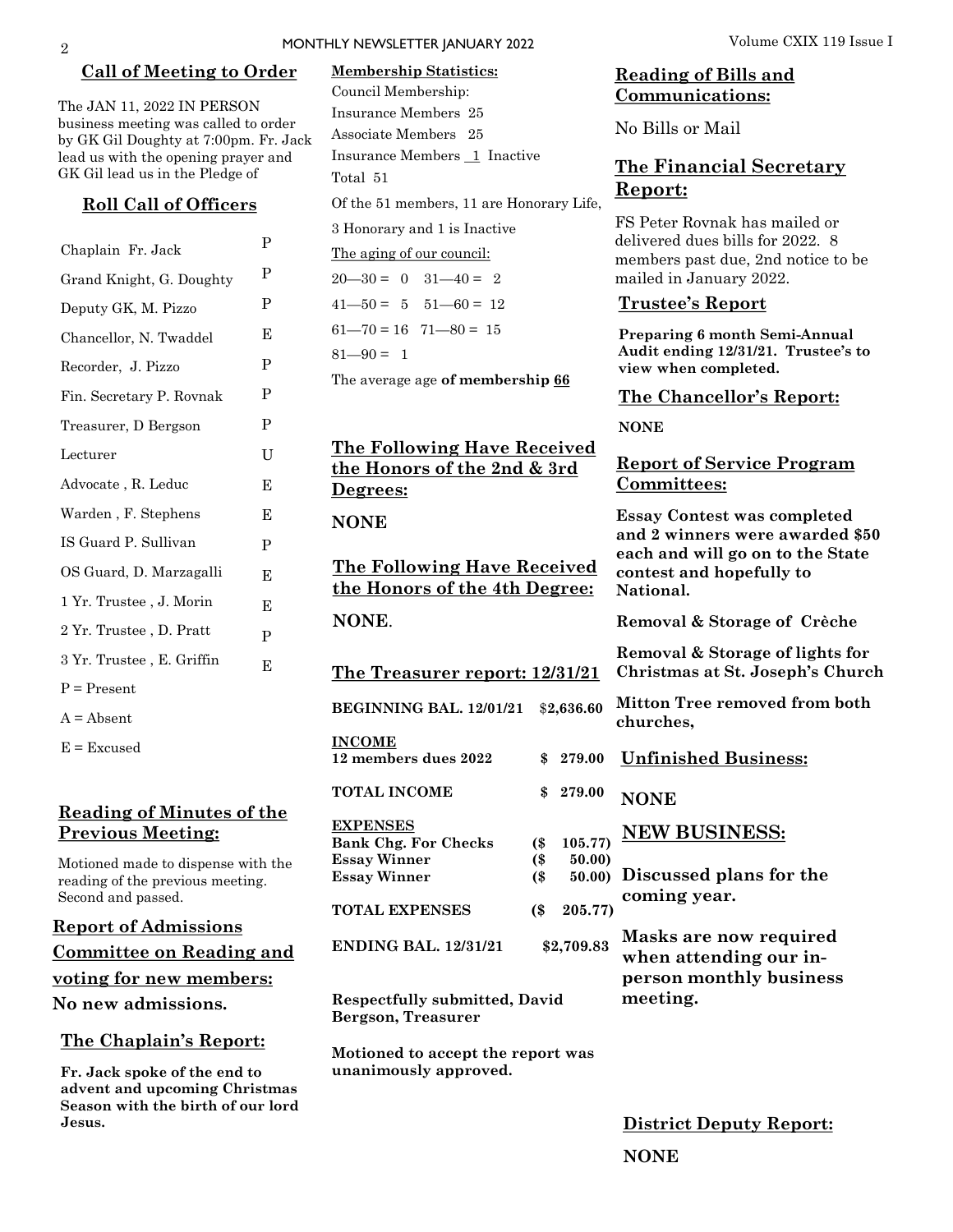## Call of Meeting to Order

The JAN 11, 2022 IN PERSON business meeting was called to order by GK Gil Doughty at 7:00pm. Fr. Jack lead us with the opening prayer and GK Gil lead us in the Pledge of

## Roll Call of Officers

| | |
|---|---|
| Chaplain Fr. Jack | P |
| Grand Knight, G. Doughty | P |
| Deputy GK, M. Pizzo | P |
| Chancellor, N. Twaddel | E |
| Recorder, J. Pizzo | P |
| Fin. Secretary P. Rovnak | P |
| Treasurer, D Bergson | P |
| Lecturer | U |
| Advocate , R. Leduc | E |
| Warden , F. Stephens | E |
| IS Guard P. Sullivan | P |
| OS Guard, D. Marzagalli | E |
| 1 Yr. Trustee , J. Morin | E |
| 2 Yr. Trustee , D. Pratt | P |
| 3 Yr. Trustee , E. Griffin | E |

P = Present

A = Absent

E = Excused

## Reading of Minutes of the Previous Meeting:

Motioned made to dispense with the reading of the previous meeting. Second and passed.

## Report of Admissions Committee on Reading and voting for new members:

**No new admissions.**

## The Chaplain's Report:

**Fr. Jack spoke of the end to advent and upcoming Christmas Season with the birth of our lord Jesus.**

**Membership Statistics:**

Council Membership:

Insurance Members 25

Associate Members 25

Insurance Members 1 Inactive

Total 51

Of the 51 members, 11 are Honorary Life, 3 Honorary and 1 is Inactive

The aging of our council:

20—30 = 0 31—40 = 2

41—50 = 5 51—60 = 12

61—70 = 16 71—80 = 15

81—90 = 1

The average age **of membership 66**

## The Following Have Received the Honors of the 2nd & 3rd Degrees:

**NONE**

## The Following Have Received the Honors of the 4th Degree:

**NONE**.

## The Treasurer report: 12/31/21

| | |
|---|---|
| **BEGINNING BAL. 12/01/21** | $**2,636.60** |
| **INCOME** | |
| **12 members dues 2022** | **$ 279.00** |
| **TOTAL INCOME** | **$ 279.00** |
| **EXPENSES** | |
| **Bank Chg. For Checks** | **($ 105.77)** |
| **Essay Winner** | **($ 50.00)** |
| **Essay Winner** | **($ 50.00)** |
| **TOTAL EXPENSES** | **($ 205.77)** |
| **ENDING BAL. 12/31/21** | **$2,709.83** |

**Respectfully submitted, David Bergson, Treasurer**

**Motioned to accept the report was unanimously approved.**

## Reading of Bills and Communications:

No Bills or Mail

## The Financial Secretary Report:

FS Peter Rovnak has mailed or delivered dues bills for 2022. 8 members past due, 2nd notice to be mailed in January 2022.

## Trustee's Report

**Preparing 6 month Semi-Annual Audit ending 12/31/21. Trustee's to view when completed.**

## The Chancellor's Report:

**NONE**

## Report of Service Program Committees:

**Essay Contest was completed and 2 winners were awarded $50 each and will go on to the State contest and hopefully to National.**

**Removal & Storage of Crèche**

**Removal & Storage of lights for Christmas at St. Joseph's Church**

**Mitton Tree removed from both churches,**

## Unfinished Business:

**NONE**

## NEW BUSINESS:

**Discussed plans for the coming year.**

**Masks are now required when attending our in-person monthly business meeting.**

## District Deputy Report:

**NONE**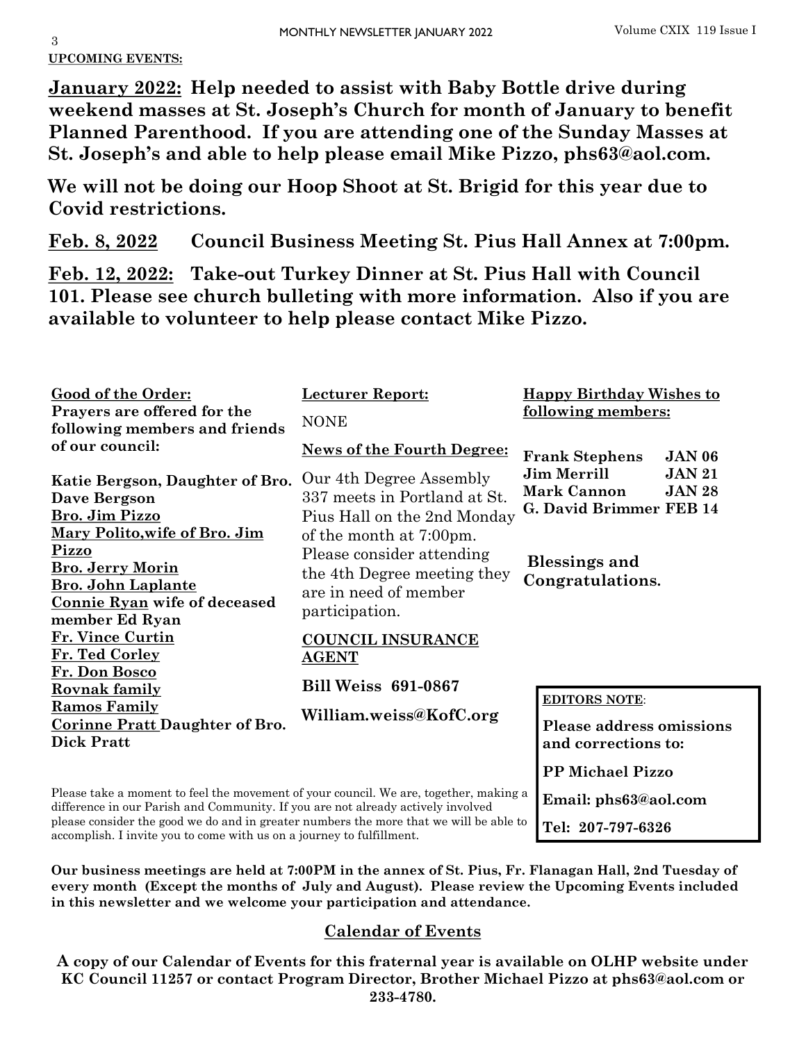**UPCOMING EVENTS:**

**January 2022: Help needed to assist with Baby Bottle drive during weekend masses at St. Joseph's Church for month of January to benefit Planned Parenthood. If you are attending one of the Sunday Masses at St. Joseph's and able to help please email Mike Pizzo, phs63@aol.com.**

**We will not be doing our Hoop Shoot at St. Brigid for this year due to Covid restrictions.**

**Feb. 8, 2022 Council Business Meeting St. Pius Hall Annex at 7:00pm.**

**Feb. 12, 2022: Take-out Turkey Dinner at St. Pius Hall with Council 101. Please see church bulleting with more information. Also if you are available to volunteer to help please contact Mike Pizzo.**

**Good of the Order:**

**Prayers are offered for the following members and friends of our council:**

**Katie Bergson, Daughter of Bro. Dave Bergson**
**Bro. Jim Pizzo**
**Mary Polito,wife of Bro. Jim Pizzo**
**Bro. Jerry Morin**
**Bro. John Laplante**
**Connie Ryan wife of deceased member Ed Ryan**
**Fr. Vince Curtin**
**Fr. Ted Corley**
**Fr. Don Bosco**
**Rovnak family**
**Ramos Family**
**Corinne Pratt Daughter of Bro. Dick Pratt**

**Lecturer Report:**

NONE

**News of the Fourth Degree:**

Our 4th Degree Assembly 337 meets in Portland at St. Pius Hall on the 2nd Monday of the month at 7:00pm. Please consider attending the 4th Degree meeting they are in need of member participation.

**COUNCIL INSURANCE AGENT**

**Bill Weiss 691-0867**

**William.weiss@KofC.org**

**Happy Birthday Wishes to following members:**

| | |
|---|---|
| **Frank Stephens** | **JAN 06** |
| **Jim Merrill** | **JAN 21** |
| **Mark Cannon** | **JAN 28** |
| **G. David Brimmer** | **FEB 14** |

**Blessings and Congratulations.**

Please take a moment to feel the movement of your council. We are, together, making a difference in our Parish and Community. If you are not already actively involved please consider the good we do and in greater numbers the more that we will be able to accomplish. I invite you to come with us on a journey to fulfillment.

**EDITORS NOTE:**

**Please address omissions and corrections to:**

**PP Michael Pizzo**

**Email: phs63@aol.com**

**Tel: 207-797-6326**

**Our business meetings are held at 7:00PM in the annex of St. Pius, Fr. Flanagan Hall, 2nd Tuesday of every month (Except the months of July and August). Please review the Upcoming Events included in this newsletter and we welcome your participation and attendance.**

## Calendar of Events

**A copy of our Calendar of Events for this fraternal year is available on OLHP website under KC Council 11257 or contact Program Director, Brother Michael Pizzo at phs63@aol.com or 233-4780.**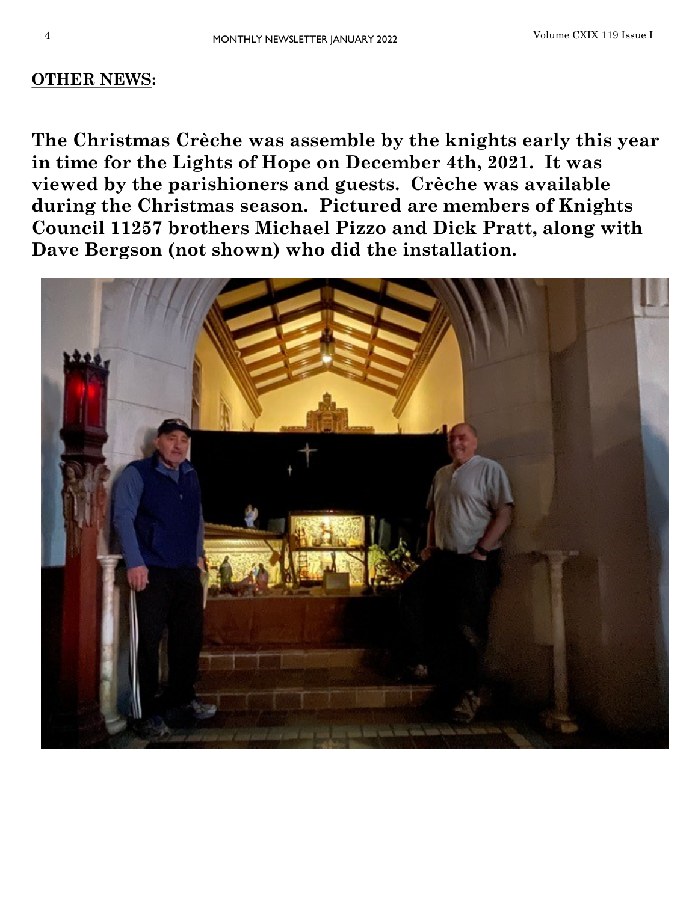**<u>OTHER NEWS</u>:**

**The Christmas Crèche was assemble by the knights early this year in time for the Lights of Hope on December 4th, 2021. It was viewed by the parishioners and guests. Crèche was available during the Christmas season. Pictured are members of Knights Council 11257 brothers Michael Pizzo and Dick Pratt, along with Dave Bergson (not shown) who did the installation.**